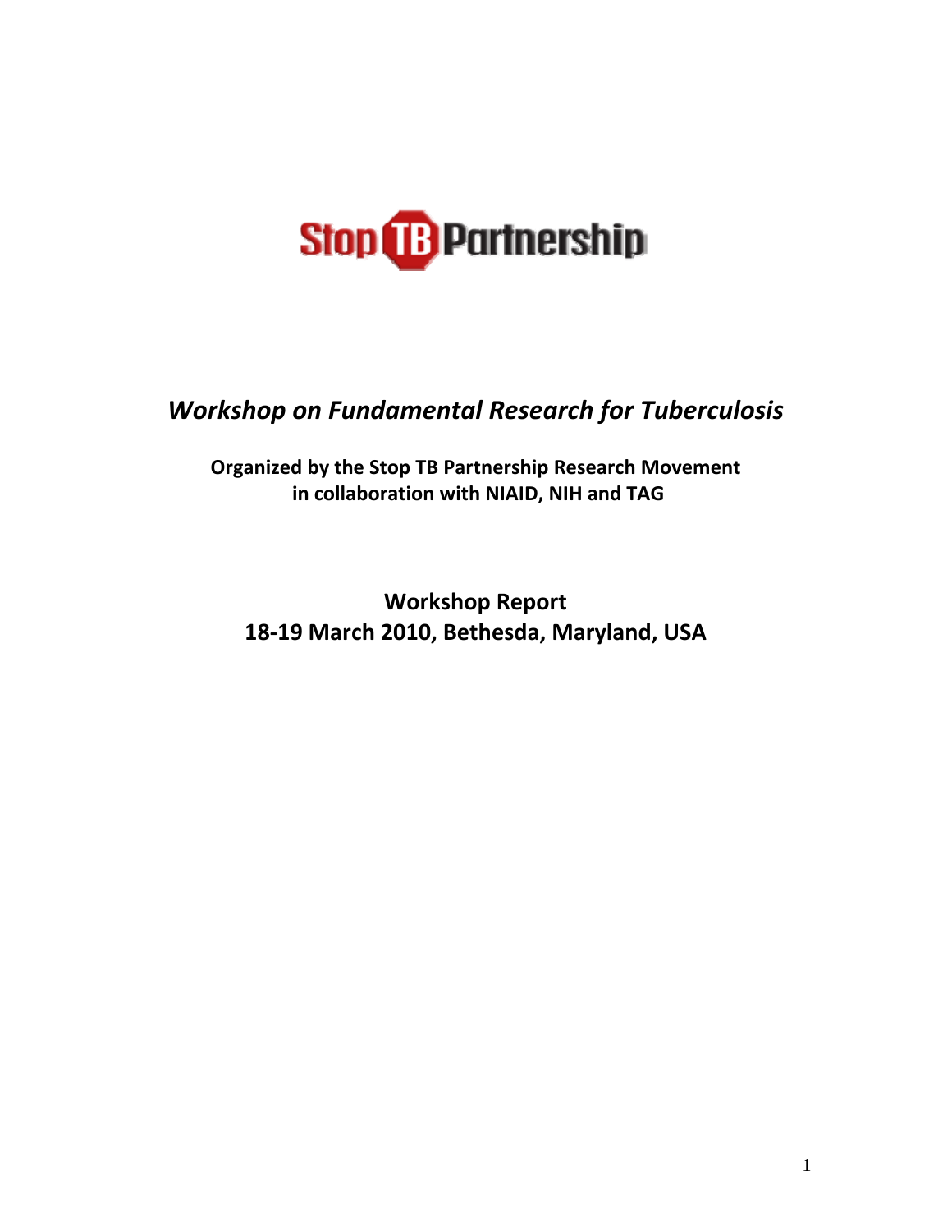Stop TB Partnership

# *Workshop on Fundamental Research for Tuberculosis*

**Organized by the Stop TB Partnership Research Movement in collaboration with NIAID, NIH and TAG**

## Workshop Report
## 18-19 March 2010, Bethesda, Maryland, USA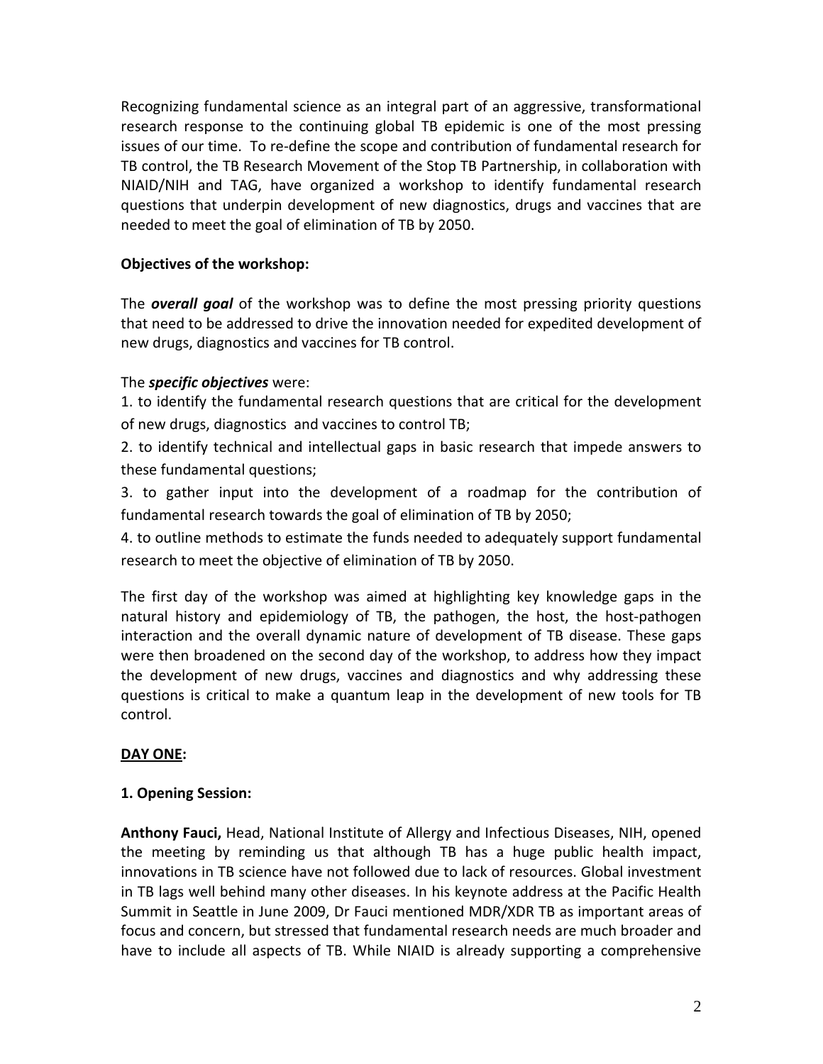Recognizing fundamental science as an integral part of an aggressive, transformational research response to the continuing global TB epidemic is one of the most pressing issues of our time. To re-define the scope and contribution of fundamental research for TB control, the TB Research Movement of the Stop TB Partnership, in collaboration with NIAID/NIH and TAG, have organized a workshop to identify fundamental research questions that underpin development of new diagnostics, drugs and vaccines that are needed to meet the goal of elimination of TB by 2050.

**Objectives of the workshop:**

The ***overall goal*** of the workshop was to define the most pressing priority questions that need to be addressed to drive the innovation needed for expedited development of new drugs, diagnostics and vaccines for TB control.

The ***specific objectives*** were:

1. to identify the fundamental research questions that are critical for the development of new drugs, diagnostics and vaccines to control TB;
2. to identify technical and intellectual gaps in basic research that impede answers to these fundamental questions;
3. to gather input into the development of a roadmap for the contribution of fundamental research towards the goal of elimination of TB by 2050;
4. to outline methods to estimate the funds needed to adequately support fundamental research to meet the objective of elimination of TB by 2050.

The first day of the workshop was aimed at highlighting key knowledge gaps in the natural history and epidemiology of TB, the pathogen, the host, the host-pathogen interaction and the overall dynamic nature of development of TB disease. These gaps were then broadened on the second day of the workshop, to address how they impact the development of new drugs, vaccines and diagnostics and why addressing these questions is critical to make a quantum leap in the development of new tools for TB control.

**<u>DAY ONE</u>:**

**1. Opening Session:**

**Anthony Fauci,** Head, National Institute of Allergy and Infectious Diseases, NIH, opened the meeting by reminding us that although TB has a huge public health impact, innovations in TB science have not followed due to lack of resources. Global investment in TB lags well behind many other diseases. In his keynote address at the Pacific Health Summit in Seattle in June 2009, Dr Fauci mentioned MDR/XDR TB as important areas of focus and concern, but stressed that fundamental research needs are much broader and have to include all aspects of TB. While NIAID is already supporting a comprehensive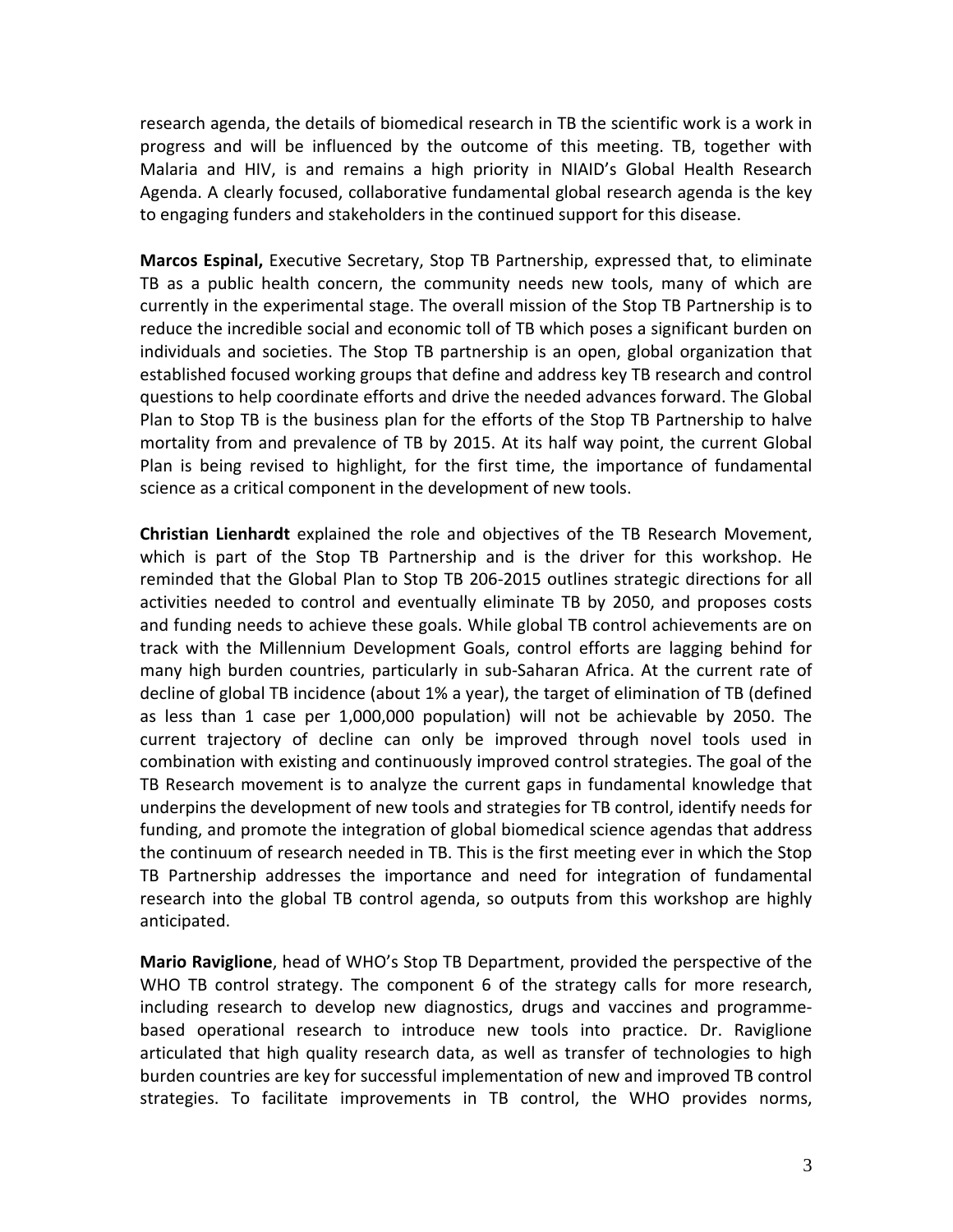research agenda, the details of biomedical research in TB the scientific work is a work in progress and will be influenced by the outcome of this meeting. TB, together with Malaria and HIV, is and remains a high priority in NIAID's Global Health Research Agenda. A clearly focused, collaborative fundamental global research agenda is the key to engaging funders and stakeholders in the continued support for this disease.

**Marcos Espinal,** Executive Secretary, Stop TB Partnership, expressed that, to eliminate TB as a public health concern, the community needs new tools, many of which are currently in the experimental stage. The overall mission of the Stop TB Partnership is to reduce the incredible social and economic toll of TB which poses a significant burden on individuals and societies. The Stop TB partnership is an open, global organization that established focused working groups that define and address key TB research and control questions to help coordinate efforts and drive the needed advances forward. The Global Plan to Stop TB is the business plan for the efforts of the Stop TB Partnership to halve mortality from and prevalence of TB by 2015. At its half way point, the current Global Plan is being revised to highlight, for the first time, the importance of fundamental science as a critical component in the development of new tools.

**Christian Lienhardt** explained the role and objectives of the TB Research Movement, which is part of the Stop TB Partnership and is the driver for this workshop. He reminded that the Global Plan to Stop TB 206-2015 outlines strategic directions for all activities needed to control and eventually eliminate TB by 2050, and proposes costs and funding needs to achieve these goals. While global TB control achievements are on track with the Millennium Development Goals, control efforts are lagging behind for many high burden countries, particularly in sub-Saharan Africa. At the current rate of decline of global TB incidence (about 1% a year), the target of elimination of TB (defined as less than 1 case per 1,000,000 population) will not be achievable by 2050. The current trajectory of decline can only be improved through novel tools used in combination with existing and continuously improved control strategies. The goal of the TB Research movement is to analyze the current gaps in fundamental knowledge that underpins the development of new tools and strategies for TB control, identify needs for funding, and promote the integration of global biomedical science agendas that address the continuum of research needed in TB. This is the first meeting ever in which the Stop TB Partnership addresses the importance and need for integration of fundamental research into the global TB control agenda, so outputs from this workshop are highly anticipated.

**Mario Raviglione**, head of WHO's Stop TB Department, provided the perspective of the WHO TB control strategy. The component 6 of the strategy calls for more research, including research to develop new diagnostics, drugs and vaccines and programme-based operational research to introduce new tools into practice. Dr. Raviglione articulated that high quality research data, as well as transfer of technologies to high burden countries are key for successful implementation of new and improved TB control strategies. To facilitate improvements in TB control, the WHO provides norms,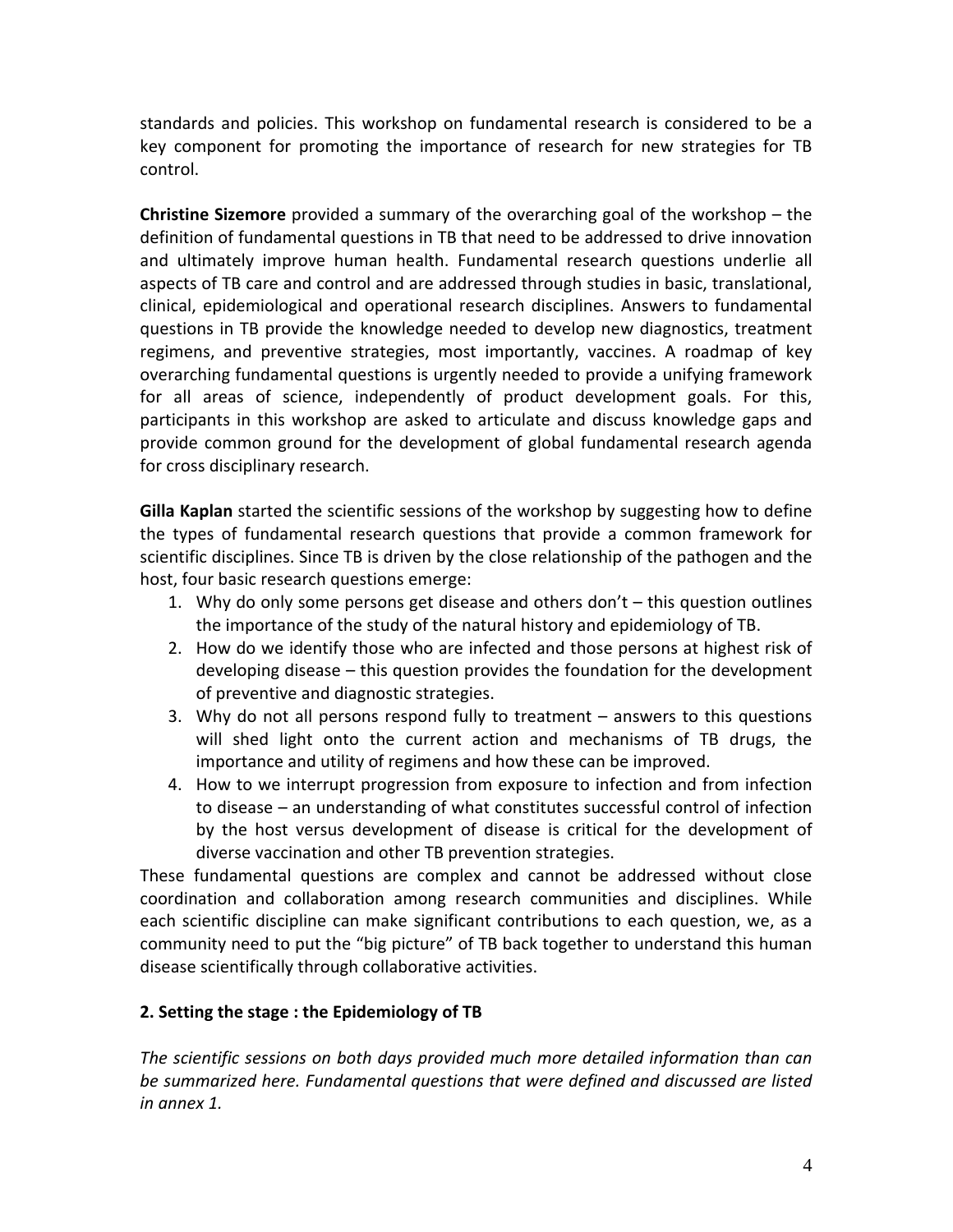standards and policies. This workshop on fundamental research is considered to be a key component for promoting the importance of research for new strategies for TB control.

**Christine Sizemore** provided a summary of the overarching goal of the workshop – the definition of fundamental questions in TB that need to be addressed to drive innovation and ultimately improve human health. Fundamental research questions underlie all aspects of TB care and control and are addressed through studies in basic, translational, clinical, epidemiological and operational research disciplines. Answers to fundamental questions in TB provide the knowledge needed to develop new diagnostics, treatment regimens, and preventive strategies, most importantly, vaccines. A roadmap of key overarching fundamental questions is urgently needed to provide a unifying framework for all areas of science, independently of product development goals. For this, participants in this workshop are asked to articulate and discuss knowledge gaps and provide common ground for the development of global fundamental research agenda for cross disciplinary research.

**Gilla Kaplan** started the scientific sessions of the workshop by suggesting how to define the types of fundamental research questions that provide a common framework for scientific disciplines. Since TB is driven by the close relationship of the pathogen and the host, four basic research questions emerge:

1. Why do only some persons get disease and others don't – this question outlines the importance of the study of the natural history and epidemiology of TB.
2. How do we identify those who are infected and those persons at highest risk of developing disease – this question provides the foundation for the development of preventive and diagnostic strategies.
3. Why do not all persons respond fully to treatment – answers to this questions will shed light onto the current action and mechanisms of TB drugs, the importance and utility of regimens and how these can be improved.
4. How to we interrupt progression from exposure to infection and from infection to disease – an understanding of what constitutes successful control of infection by the host versus development of disease is critical for the development of diverse vaccination and other TB prevention strategies.

These fundamental questions are complex and cannot be addressed without close coordination and collaboration among research communities and disciplines. While each scientific discipline can make significant contributions to each question, we, as a community need to put the "big picture" of TB back together to understand this human disease scientifically through collaborative activities.

## 2. Setting the stage : the Epidemiology of TB

*The scientific sessions on both days provided much more detailed information than can be summarized here. Fundamental questions that were defined and discussed are listed in annex 1.*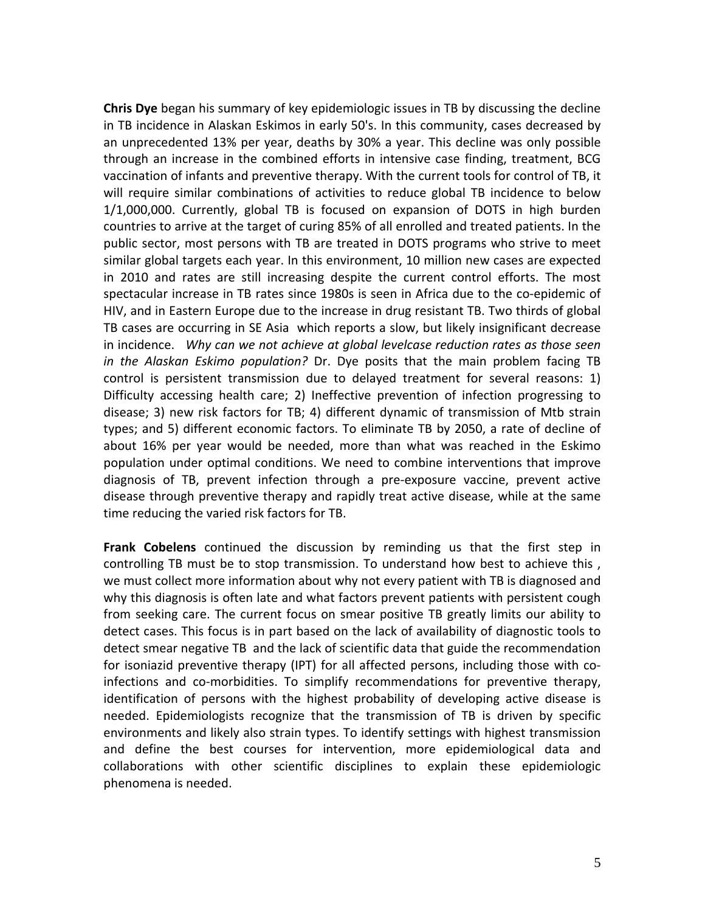**Chris Dye** began his summary of key epidemiologic issues in TB by discussing the decline in TB incidence in Alaskan Eskimos in early 50's. In this community, cases decreased by an unprecedented 13% per year, deaths by 30% a year. This decline was only possible through an increase in the combined efforts in intensive case finding, treatment, BCG vaccination of infants and preventive therapy. With the current tools for control of TB, it will require similar combinations of activities to reduce global TB incidence to below 1/1,000,000. Currently, global TB is focused on expansion of DOTS in high burden countries to arrive at the target of curing 85% of all enrolled and treated patients. In the public sector, most persons with TB are treated in DOTS programs who strive to meet similar global targets each year. In this environment, 10 million new cases are expected in 2010 and rates are still increasing despite the current control efforts. The most spectacular increase in TB rates since 1980s is seen in Africa due to the co-epidemic of HIV, and in Eastern Europe due to the increase in drug resistant TB. Two thirds of global TB cases are occurring in SE Asia which reports a slow, but likely insignificant decrease in incidence. *Why can we not achieve at global levelcase reduction rates as those seen in the Alaskan Eskimo population?* Dr. Dye posits that the main problem facing TB control is persistent transmission due to delayed treatment for several reasons: 1) Difficulty accessing health care; 2) Ineffective prevention of infection progressing to disease; 3) new risk factors for TB; 4) different dynamic of transmission of Mtb strain types; and 5) different economic factors. To eliminate TB by 2050, a rate of decline of about 16% per year would be needed, more than what was reached in the Eskimo population under optimal conditions. We need to combine interventions that improve diagnosis of TB, prevent infection through a pre-exposure vaccine, prevent active disease through preventive therapy and rapidly treat active disease, while at the same time reducing the varied risk factors for TB.

**Frank Cobelens** continued the discussion by reminding us that the first step in controlling TB must be to stop transmission. To understand how best to achieve this , we must collect more information about why not every patient with TB is diagnosed and why this diagnosis is often late and what factors prevent patients with persistent cough from seeking care. The current focus on smear positive TB greatly limits our ability to detect cases. This focus is in part based on the lack of availability of diagnostic tools to detect smear negative TB and the lack of scientific data that guide the recommendation for isoniazid preventive therapy (IPT) for all affected persons, including those with co-infections and co-morbidities. To simplify recommendations for preventive therapy, identification of persons with the highest probability of developing active disease is needed. Epidemiologists recognize that the transmission of TB is driven by specific environments and likely also strain types. To identify settings with highest transmission and define the best courses for intervention, more epidemiological data and collaborations with other scientific disciplines to explain these epidemiologic phenomena is needed.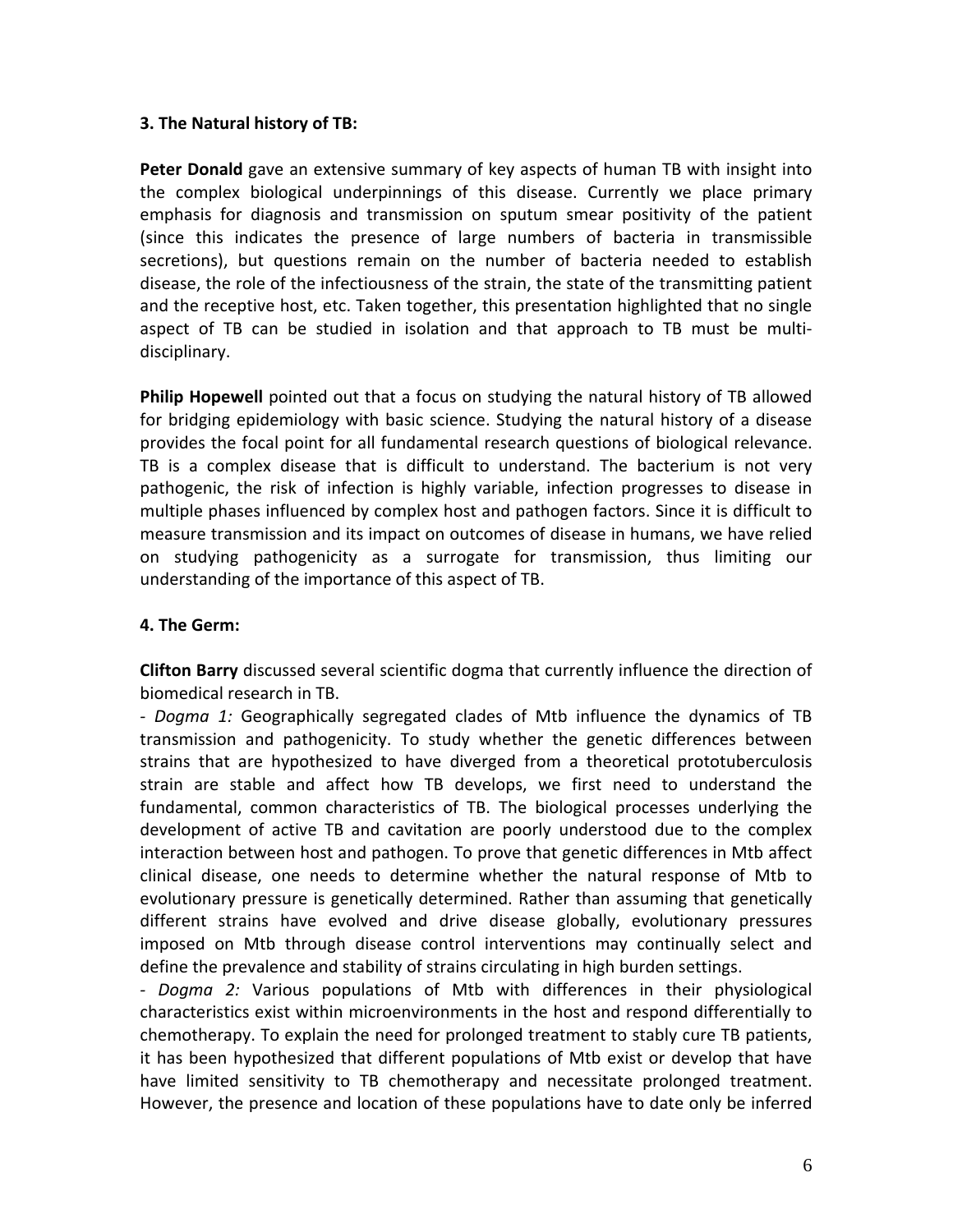### 3. The Natural history of TB:

**Peter Donald** gave an extensive summary of key aspects of human TB with insight into the complex biological underpinnings of this disease. Currently we place primary emphasis for diagnosis and transmission on sputum smear positivity of the patient (since this indicates the presence of large numbers of bacteria in transmissible secretions), but questions remain on the number of bacteria needed to establish disease, the role of the infectiousness of the strain, the state of the transmitting patient and the receptive host, etc. Taken together, this presentation highlighted that no single aspect of TB can be studied in isolation and that approach to TB must be multi-disciplinary.

**Philip Hopewell** pointed out that a focus on studying the natural history of TB allowed for bridging epidemiology with basic science. Studying the natural history of a disease provides the focal point for all fundamental research questions of biological relevance. TB is a complex disease that is difficult to understand. The bacterium is not very pathogenic, the risk of infection is highly variable, infection progresses to disease in multiple phases influenced by complex host and pathogen factors. Since it is difficult to measure transmission and its impact on outcomes of disease in humans, we have relied on studying pathogenicity as a surrogate for transmission, thus limiting our understanding of the importance of this aspect of TB.

### 4. The Germ:

**Clifton Barry** discussed several scientific dogma that currently influence the direction of biomedical research in TB.

- *Dogma 1:* Geographically segregated clades of Mtb influence the dynamics of TB transmission and pathogenicity. To study whether the genetic differences between strains that are hypothesized to have diverged from a theoretical prototuberculosis strain are stable and affect how TB develops, we first need to understand the fundamental, common characteristics of TB. The biological processes underlying the development of active TB and cavitation are poorly understood due to the complex interaction between host and pathogen. To prove that genetic differences in Mtb affect clinical disease, one needs to determine whether the natural response of Mtb to evolutionary pressure is genetically determined. Rather than assuming that genetically different strains have evolved and drive disease globally, evolutionary pressures imposed on Mtb through disease control interventions may continually select and define the prevalence and stability of strains circulating in high burden settings.
- *Dogma 2:* Various populations of Mtb with differences in their physiological characteristics exist within microenvironments in the host and respond differentially to chemotherapy. To explain the need for prolonged treatment to stably cure TB patients, it has been hypothesized that different populations of Mtb exist or develop that have have limited sensitivity to TB chemotherapy and necessitate prolonged treatment. However, the presence and location of these populations have to date only be inferred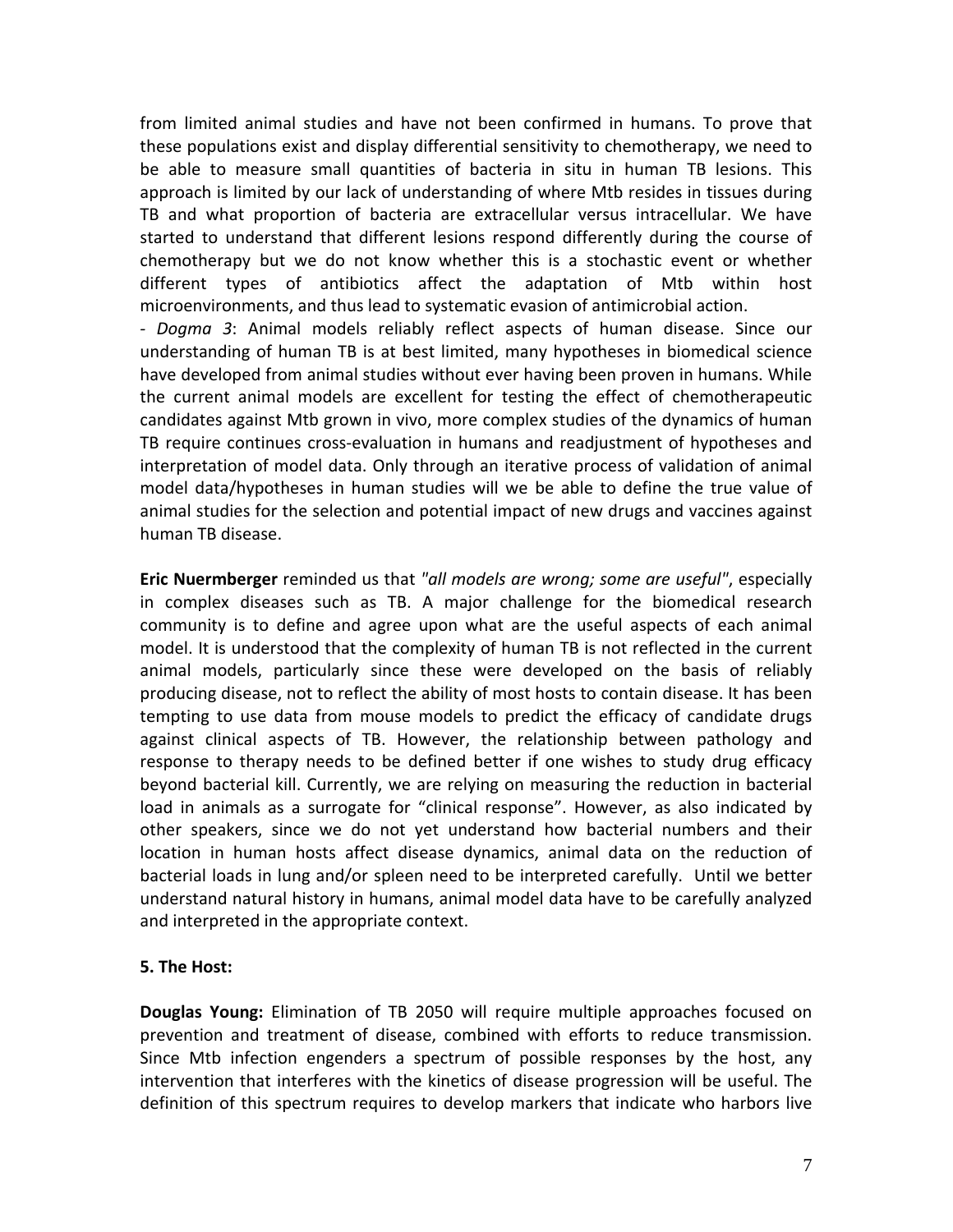from limited animal studies and have not been confirmed in humans. To prove that these populations exist and display differential sensitivity to chemotherapy, we need to be able to measure small quantities of bacteria in situ in human TB lesions. This approach is limited by our lack of understanding of where Mtb resides in tissues during TB and what proportion of bacteria are extracellular versus intracellular. We have started to understand that different lesions respond differently during the course of chemotherapy but we do not know whether this is a stochastic event or whether different types of antibiotics affect the adaptation of Mtb within host microenvironments, and thus lead to systematic evasion of antimicrobial action.

- *Dogma 3*: Animal models reliably reflect aspects of human disease. Since our understanding of human TB is at best limited, many hypotheses in biomedical science have developed from animal studies without ever having been proven in humans. While the current animal models are excellent for testing the effect of chemotherapeutic candidates against Mtb grown in vivo, more complex studies of the dynamics of human TB require continues cross-evaluation in humans and readjustment of hypotheses and interpretation of model data. Only through an iterative process of validation of animal model data/hypotheses in human studies will we be able to define the true value of animal studies for the selection and potential impact of new drugs and vaccines against human TB disease.

**Eric Nuermberger** reminded us that *"all models are wrong; some are useful"*, especially in complex diseases such as TB. A major challenge for the biomedical research community is to define and agree upon what are the useful aspects of each animal model. It is understood that the complexity of human TB is not reflected in the current animal models, particularly since these were developed on the basis of reliably producing disease, not to reflect the ability of most hosts to contain disease. It has been tempting to use data from mouse models to predict the efficacy of candidate drugs against clinical aspects of TB. However, the relationship between pathology and response to therapy needs to be defined better if one wishes to study drug efficacy beyond bacterial kill. Currently, we are relying on measuring the reduction in bacterial load in animals as a surrogate for "clinical response". However, as also indicated by other speakers, since we do not yet understand how bacterial numbers and their location in human hosts affect disease dynamics, animal data on the reduction of bacterial loads in lung and/or spleen need to be interpreted carefully. Until we better understand natural history in humans, animal model data have to be carefully analyzed and interpreted in the appropriate context.

**5. The Host:**

**Douglas Young:** Elimination of TB 2050 will require multiple approaches focused on prevention and treatment of disease, combined with efforts to reduce transmission. Since Mtb infection engenders a spectrum of possible responses by the host, any intervention that interferes with the kinetics of disease progression will be useful. The definition of this spectrum requires to develop markers that indicate who harbors live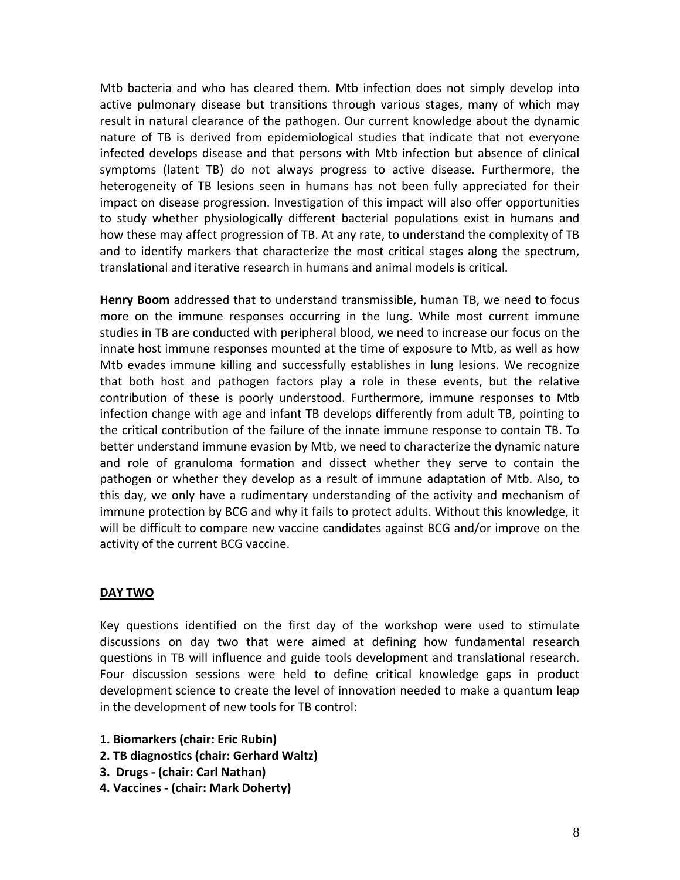Mtb bacteria and who has cleared them. Mtb infection does not simply develop into active pulmonary disease but transitions through various stages, many of which may result in natural clearance of the pathogen. Our current knowledge about the dynamic nature of TB is derived from epidemiological studies that indicate that not everyone infected develops disease and that persons with Mtb infection but absence of clinical symptoms (latent TB) do not always progress to active disease. Furthermore, the heterogeneity of TB lesions seen in humans has not been fully appreciated for their impact on disease progression. Investigation of this impact will also offer opportunities to study whether physiologically different bacterial populations exist in humans and how these may affect progression of TB. At any rate, to understand the complexity of TB and to identify markers that characterize the most critical stages along the spectrum, translational and iterative research in humans and animal models is critical.

**Henry Boom** addressed that to understand transmissible, human TB, we need to focus more on the immune responses occurring in the lung. While most current immune studies in TB are conducted with peripheral blood, we need to increase our focus on the innate host immune responses mounted at the time of exposure to Mtb, as well as how Mtb evades immune killing and successfully establishes in lung lesions. We recognize that both host and pathogen factors play a role in these events, but the relative contribution of these is poorly understood. Furthermore, immune responses to Mtb infection change with age and infant TB develops differently from adult TB, pointing to the critical contribution of the failure of the innate immune response to contain TB. To better understand immune evasion by Mtb, we need to characterize the dynamic nature and role of granuloma formation and dissect whether they serve to contain the pathogen or whether they develop as a result of immune adaptation of Mtb. Also, to this day, we only have a rudimentary understanding of the activity and mechanism of immune protection by BCG and why it fails to protect adults. Without this knowledge, it will be difficult to compare new vaccine candidates against BCG and/or improve on the activity of the current BCG vaccine.

## DAY TWO

Key questions identified on the first day of the workshop were used to stimulate discussions on day two that were aimed at defining how fundamental research questions in TB will influence and guide tools development and translational research. Four discussion sessions were held to define critical knowledge gaps in product development science to create the level of innovation needed to make a quantum leap in the development of new tools for TB control:

**1. Biomarkers (chair: Eric Rubin)**
**2. TB diagnostics (chair: Gerhard Waltz)**
**3. Drugs - (chair: Carl Nathan)**
**4. Vaccines - (chair: Mark Doherty)**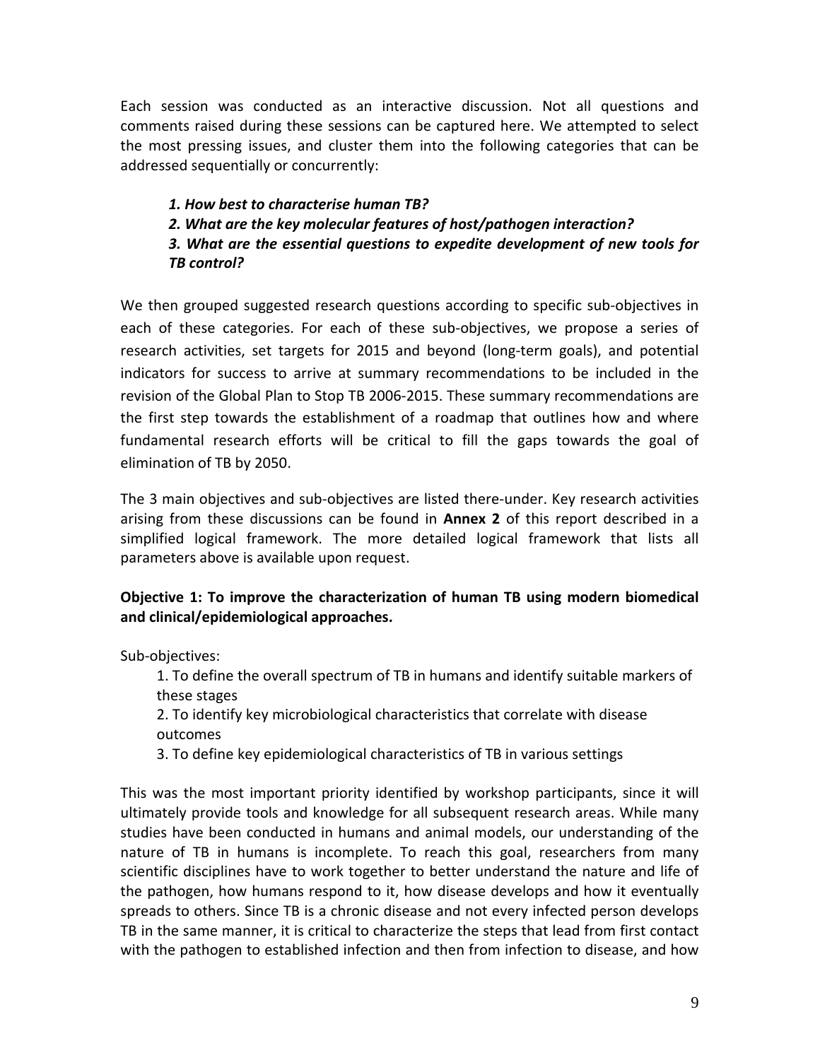Each session was conducted as an interactive discussion. Not all questions and comments raised during these sessions can be captured here. We attempted to select the most pressing issues, and cluster them into the following categories that can be addressed sequentially or concurrently:

***1. How best to characterise human TB?***
***2. What are the key molecular features of host/pathogen interaction?***
***3. What are the essential questions to expedite development of new tools for TB control?***

We then grouped suggested research questions according to specific sub-objectives in each of these categories. For each of these sub-objectives, we propose a series of research activities, set targets for 2015 and beyond (long-term goals), and potential indicators for success to arrive at summary recommendations to be included in the revision of the Global Plan to Stop TB 2006-2015. These summary recommendations are the first step towards the establishment of a roadmap that outlines how and where fundamental research efforts will be critical to fill the gaps towards the goal of elimination of TB by 2050.

The 3 main objectives and sub-objectives are listed there-under. Key research activities arising from these discussions can be found in **Annex 2** of this report described in a simplified logical framework. The more detailed logical framework that lists all parameters above is available upon request.

**Objective 1: To improve the characterization of human TB using modern biomedical and clinical/epidemiological approaches.**

Sub-objectives:

1. To define the overall spectrum of TB in humans and identify suitable markers of these stages
2. To identify key microbiological characteristics that correlate with disease outcomes
3. To define key epidemiological characteristics of TB in various settings

This was the most important priority identified by workshop participants, since it will ultimately provide tools and knowledge for all subsequent research areas. While many studies have been conducted in humans and animal models, our understanding of the nature of TB in humans is incomplete. To reach this goal, researchers from many scientific disciplines have to work together to better understand the nature and life of the pathogen, how humans respond to it, how disease develops and how it eventually spreads to others. Since TB is a chronic disease and not every infected person develops TB in the same manner, it is critical to characterize the steps that lead from first contact with the pathogen to established infection and then from infection to disease, and how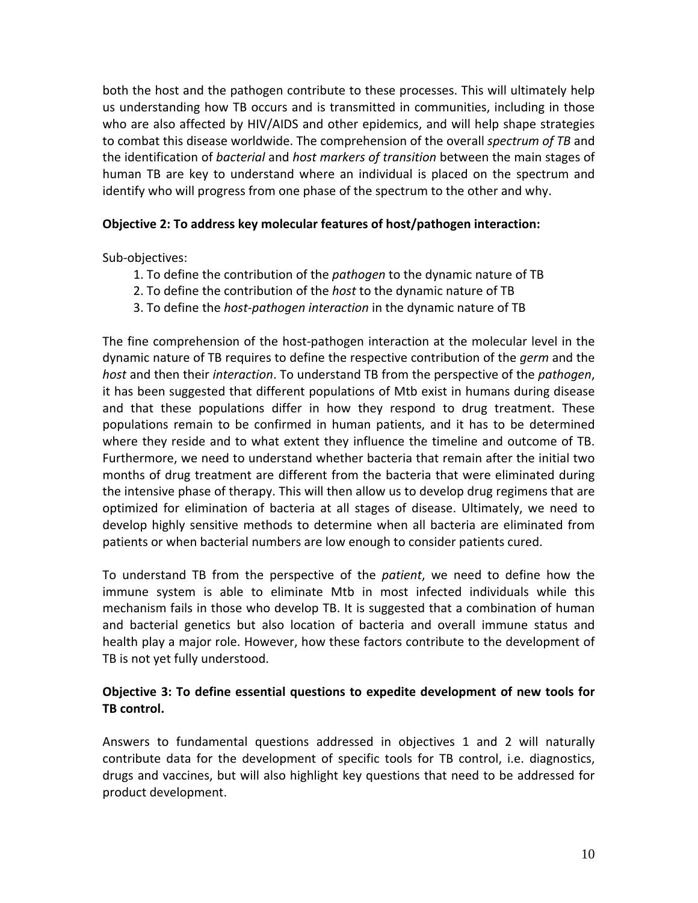both the host and the pathogen contribute to these processes. This will ultimately help us understanding how TB occurs and is transmitted in communities, including in those who are also affected by HIV/AIDS and other epidemics, and will help shape strategies to combat this disease worldwide. The comprehension of the overall *spectrum of TB* and the identification of *bacterial* and *host markers of transition* between the main stages of human TB are key to understand where an individual is placed on the spectrum and identify who will progress from one phase of the spectrum to the other and why.

**Objective 2: To address key molecular features of host/pathogen interaction:**

Sub-objectives:

1. To define the contribution of the *pathogen* to the dynamic nature of TB
2. To define the contribution of the *host* to the dynamic nature of TB
3. To define the *host-pathogen interaction* in the dynamic nature of TB

The fine comprehension of the host-pathogen interaction at the molecular level in the dynamic nature of TB requires to define the respective contribution of the *germ* and the *host* and then their *interaction*. To understand TB from the perspective of the *pathogen*, it has been suggested that different populations of Mtb exist in humans during disease and that these populations differ in how they respond to drug treatment. These populations remain to be confirmed in human patients, and it has to be determined where they reside and to what extent they influence the timeline and outcome of TB. Furthermore, we need to understand whether bacteria that remain after the initial two months of drug treatment are different from the bacteria that were eliminated during the intensive phase of therapy. This will then allow us to develop drug regimens that are optimized for elimination of bacteria at all stages of disease. Ultimately, we need to develop highly sensitive methods to determine when all bacteria are eliminated from patients or when bacterial numbers are low enough to consider patients cured.

To understand TB from the perspective of the *patient*, we need to define how the immune system is able to eliminate Mtb in most infected individuals while this mechanism fails in those who develop TB. It is suggested that a combination of human and bacterial genetics but also location of bacteria and overall immune status and health play a major role. However, how these factors contribute to the development of TB is not yet fully understood.

**Objective 3: To define essential questions to expedite development of new tools for TB control.**

Answers to fundamental questions addressed in objectives 1 and 2 will naturally contribute data for the development of specific tools for TB control, i.e. diagnostics, drugs and vaccines, but will also highlight key questions that need to be addressed for product development.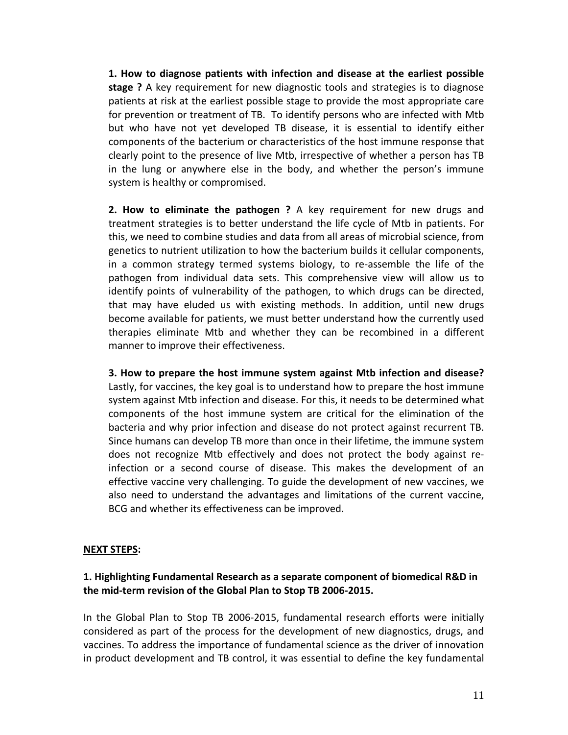**1. How to diagnose patients with infection and disease at the earliest possible stage ?** A key requirement for new diagnostic tools and strategies is to diagnose patients at risk at the earliest possible stage to provide the most appropriate care for prevention or treatment of TB. To identify persons who are infected with Mtb but who have not yet developed TB disease, it is essential to identify either components of the bacterium or characteristics of the host immune response that clearly point to the presence of live Mtb, irrespective of whether a person has TB in the lung or anywhere else in the body, and whether the person's immune system is healthy or compromised.

**2. How to eliminate the pathogen ?** A key requirement for new drugs and treatment strategies is to better understand the life cycle of Mtb in patients. For this, we need to combine studies and data from all areas of microbial science, from genetics to nutrient utilization to how the bacterium builds it cellular components, in a common strategy termed systems biology, to re-assemble the life of the pathogen from individual data sets. This comprehensive view will allow us to identify points of vulnerability of the pathogen, to which drugs can be directed, that may have eluded us with existing methods. In addition, until new drugs become available for patients, we must better understand how the currently used therapies eliminate Mtb and whether they can be recombined in a different manner to improve their effectiveness.

**3. How to prepare the host immune system against Mtb infection and disease?** Lastly, for vaccines, the key goal is to understand how to prepare the host immune system against Mtb infection and disease. For this, it needs to be determined what components of the host immune system are critical for the elimination of the bacteria and why prior infection and disease do not protect against recurrent TB. Since humans can develop TB more than once in their lifetime, the immune system does not recognize Mtb effectively and does not protect the body against re-infection or a second course of disease. This makes the development of an effective vaccine very challenging. To guide the development of new vaccines, we also need to understand the advantages and limitations of the current vaccine, BCG and whether its effectiveness can be improved.

**NEXT STEPS:**

**1. Highlighting Fundamental Research as a separate component of biomedical R&D in the mid-term revision of the Global Plan to Stop TB 2006-2015.**

In the Global Plan to Stop TB 2006-2015, fundamental research efforts were initially considered as part of the process for the development of new diagnostics, drugs, and vaccines. To address the importance of fundamental science as the driver of innovation in product development and TB control, it was essential to define the key fundamental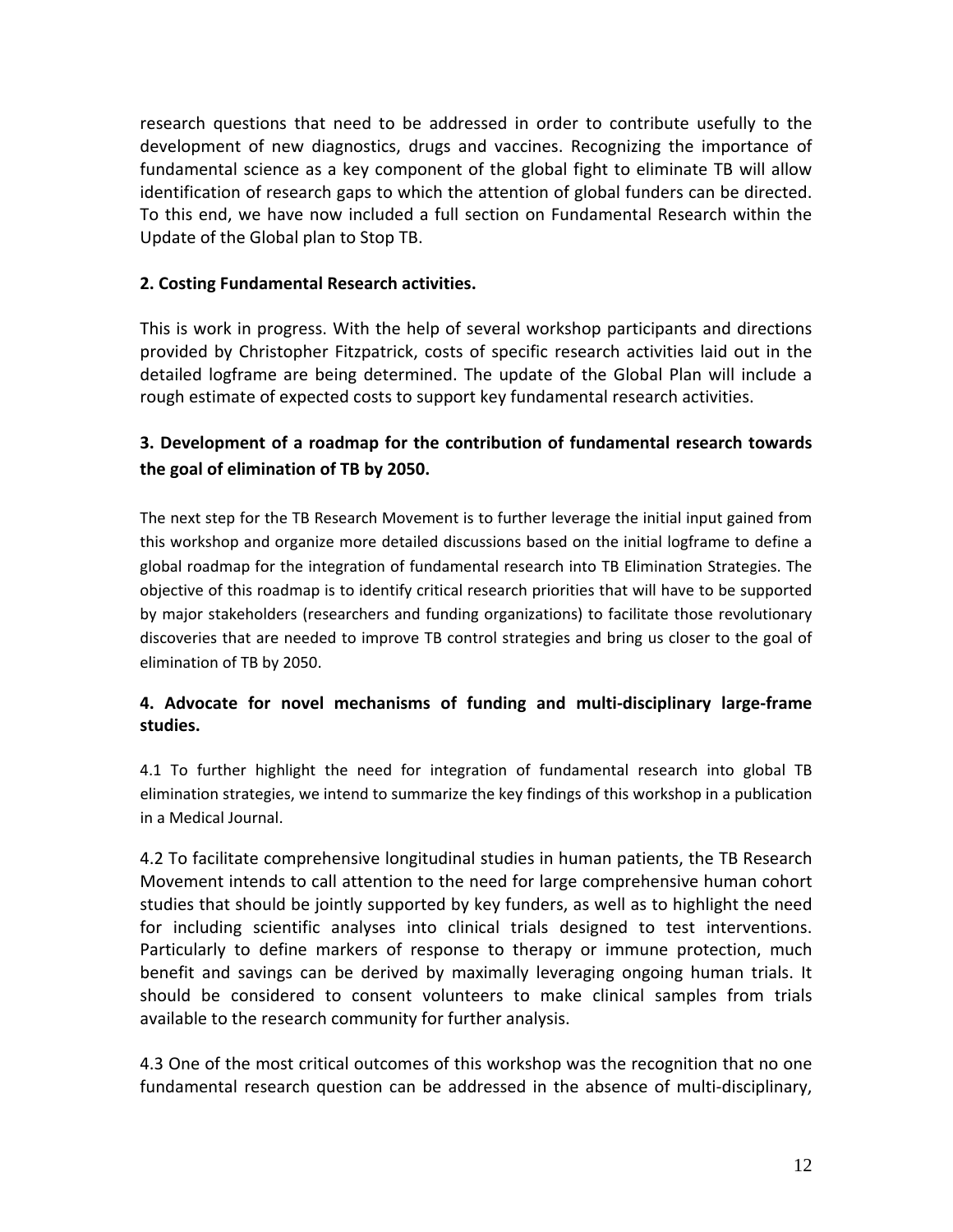research questions that need to be addressed in order to contribute usefully to the development of new diagnostics, drugs and vaccines. Recognizing the importance of fundamental science as a key component of the global fight to eliminate TB will allow identification of research gaps to which the attention of global funders can be directed. To this end, we have now included a full section on Fundamental Research within the Update of the Global plan to Stop TB.

### 2. Costing Fundamental Research activities.

This is work in progress. With the help of several workshop participants and directions provided by Christopher Fitzpatrick, costs of specific research activities laid out in the detailed logframe are being determined. The update of the Global Plan will include a rough estimate of expected costs to support key fundamental research activities.

### 3. Development of a roadmap for the contribution of fundamental research towards the goal of elimination of TB by 2050.

The next step for the TB Research Movement is to further leverage the initial input gained from this workshop and organize more detailed discussions based on the initial logframe to define a global roadmap for the integration of fundamental research into TB Elimination Strategies. The objective of this roadmap is to identify critical research priorities that will have to be supported by major stakeholders (researchers and funding organizations) to facilitate those revolutionary discoveries that are needed to improve TB control strategies and bring us closer to the goal of elimination of TB by 2050.

### 4. Advocate for novel mechanisms of funding and multi-disciplinary large-frame studies.

4.1 To further highlight the need for integration of fundamental research into global TB elimination strategies, we intend to summarize the key findings of this workshop in a publication in a Medical Journal.

4.2 To facilitate comprehensive longitudinal studies in human patients, the TB Research Movement intends to call attention to the need for large comprehensive human cohort studies that should be jointly supported by key funders, as well as to highlight the need for including scientific analyses into clinical trials designed to test interventions. Particularly to define markers of response to therapy or immune protection, much benefit and savings can be derived by maximally leveraging ongoing human trials. It should be considered to consent volunteers to make clinical samples from trials available to the research community for further analysis.

4.3 One of the most critical outcomes of this workshop was the recognition that no one fundamental research question can be addressed in the absence of multi-disciplinary,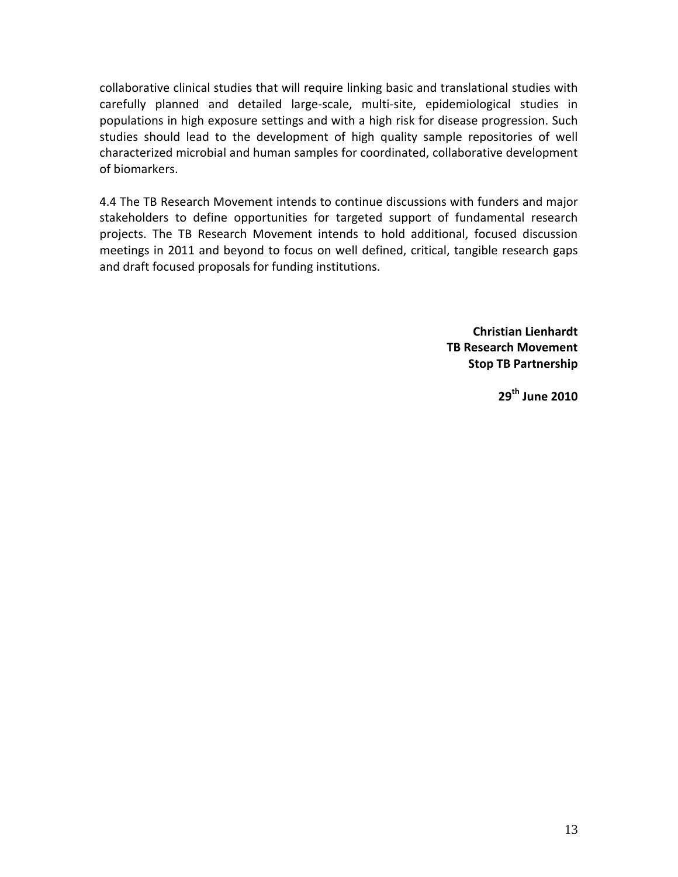collaborative clinical studies that will require linking basic and translational studies with carefully planned and detailed large-scale, multi-site, epidemiological studies in populations in high exposure settings and with a high risk for disease progression. Such studies should lead to the development of high quality sample repositories of well characterized microbial and human samples for coordinated, collaborative development of biomarkers.

4.4 The TB Research Movement intends to continue discussions with funders and major stakeholders to define opportunities for targeted support of fundamental research projects. The TB Research Movement intends to hold additional, focused discussion meetings in 2011 and beyond to focus on well defined, critical, tangible research gaps and draft focused proposals for funding institutions.

**Christian Lienhardt**
**TB Research Movement**
**Stop TB Partnership**

**29th June 2010**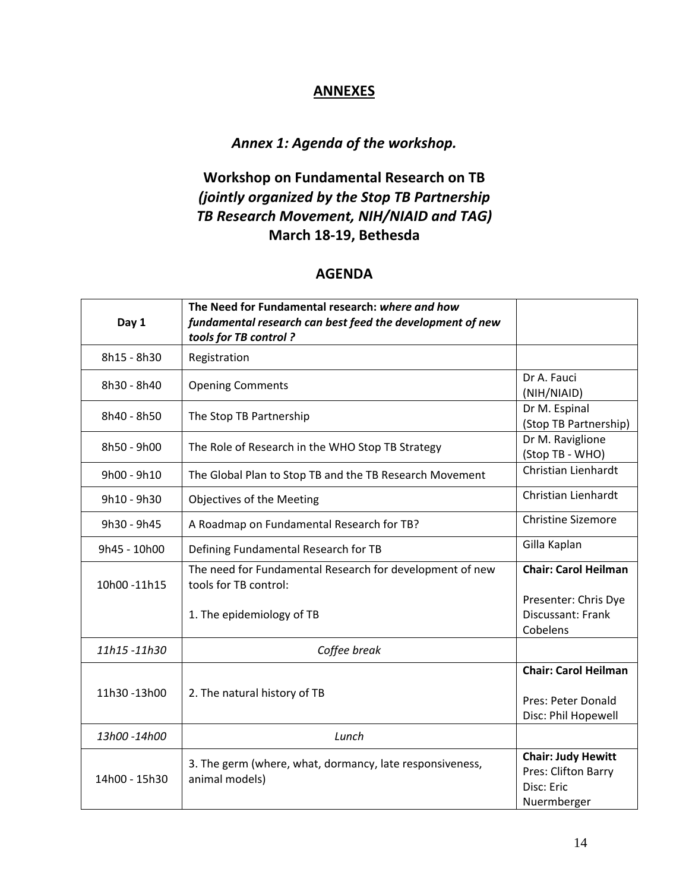## ANNEXES

### *Annex 1: Agenda of the workshop.*

### Workshop on Fundamental Research on TB *(jointly organized by the Stop TB Partnership TB Research Movement, NIH/NIAID and TAG)* March 18-19, Bethesda

### AGENDA

| Day 1 | **The Need for Fundamental research: *where and how fundamental research can best feed the development of new tools for TB control ?*** | |
|---|---|---|
| 8h15 - 8h30 | Registration | |
| 8h30 - 8h40 | Opening Comments | Dr A. Fauci (NIH/NIAID) |
| 8h40 - 8h50 | The Stop TB Partnership | Dr M. Espinal (Stop TB Partnership) |
| 8h50 - 9h00 | The Role of Research in the WHO Stop TB Strategy | Dr M. Raviglione (Stop TB - WHO) |
| 9h00 - 9h10 | The Global Plan to Stop TB and the TB Research Movement | Christian Lienhardt |
| 9h10 - 9h30 | Objectives of the Meeting | Christian Lienhardt |
| 9h30 - 9h45 | A Roadmap on Fundamental Research for TB? | Christine Sizemore |
| 9h45 - 10h00 | Defining Fundamental Research for TB | Gilla Kaplan |
| 10h00 -11h15 | The need for Fundamental Research for development of new tools for TB control:<br><br>1. The epidemiology of TB | **Chair: Carol Heilman**<br><br>Presenter: Chris Dye<br>Discussant: Frank Cobelens |
| *11h15 -11h30* | *Coffee break* | |
| 11h30 -13h00 | 2. The natural history of TB | **Chair: Carol Heilman**<br><br>Pres: Peter Donald<br>Disc: Phil Hopewell |
| *13h00 -14h00* | *Lunch* | |
| 14h00 - 15h30 | 3. The germ (where, what, dormancy, late responsiveness, animal models) | **Chair: Judy Hewitt**<br>Pres: Clifton Barry<br>Disc: Eric Nuermberger |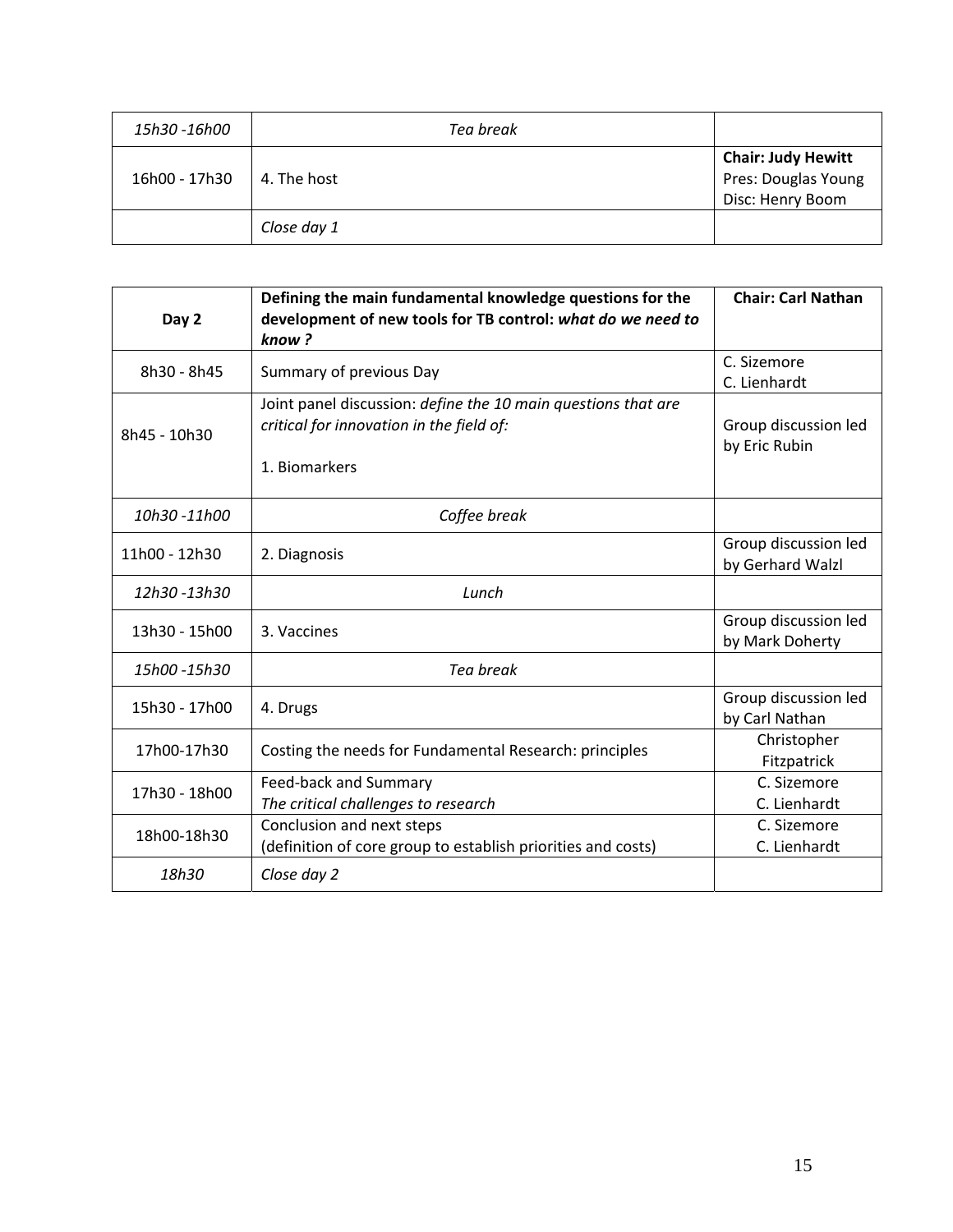| *15h30 -16h00* | *Tea break* | |
|---|---|---|
| 16h00 - 17h30 | 4. The host | **Chair: Judy Hewitt** Pres: Douglas Young Disc: Henry Boom |
| | *Close day 1* | |

| **Day 2** | **Defining the main fundamental knowledge questions for the development of new tools for TB control:** ***what do we need to know ?*** | **Chair: Carl Nathan** |
|---|---|---|
| 8h30 - 8h45 | Summary of previous Day | C. Sizemore C. Lienhardt |
| 8h45 - 10h30 | Joint panel discussion: *define the 10 main questions that are critical for innovation in the field of:* 1. Biomarkers | Group discussion led by Eric Rubin |
| *10h30 -11h00* | *Coffee break* | |
| 11h00 - 12h30 | 2. Diagnosis | Group discussion led by Gerhard Walzl |
| *12h30 -13h30* | *Lunch* | |
| 13h30 - 15h00 | 3. Vaccines | Group discussion led by Mark Doherty |
| *15h00 -15h30* | *Tea break* | |
| 15h30 - 17h00 | 4. Drugs | Group discussion led by Carl Nathan |
| 17h00-17h30 | Costing the needs for Fundamental Research: principles | Christopher Fitzpatrick |
| 17h30 - 18h00 | Feed-back and Summary *The critical challenges to research* | C. Sizemore C. Lienhardt |
| 18h00-18h30 | Conclusion and next steps (definition of core group to establish priorities and costs) | C. Sizemore C. Lienhardt |
| *18h30* | *Close day 2* | |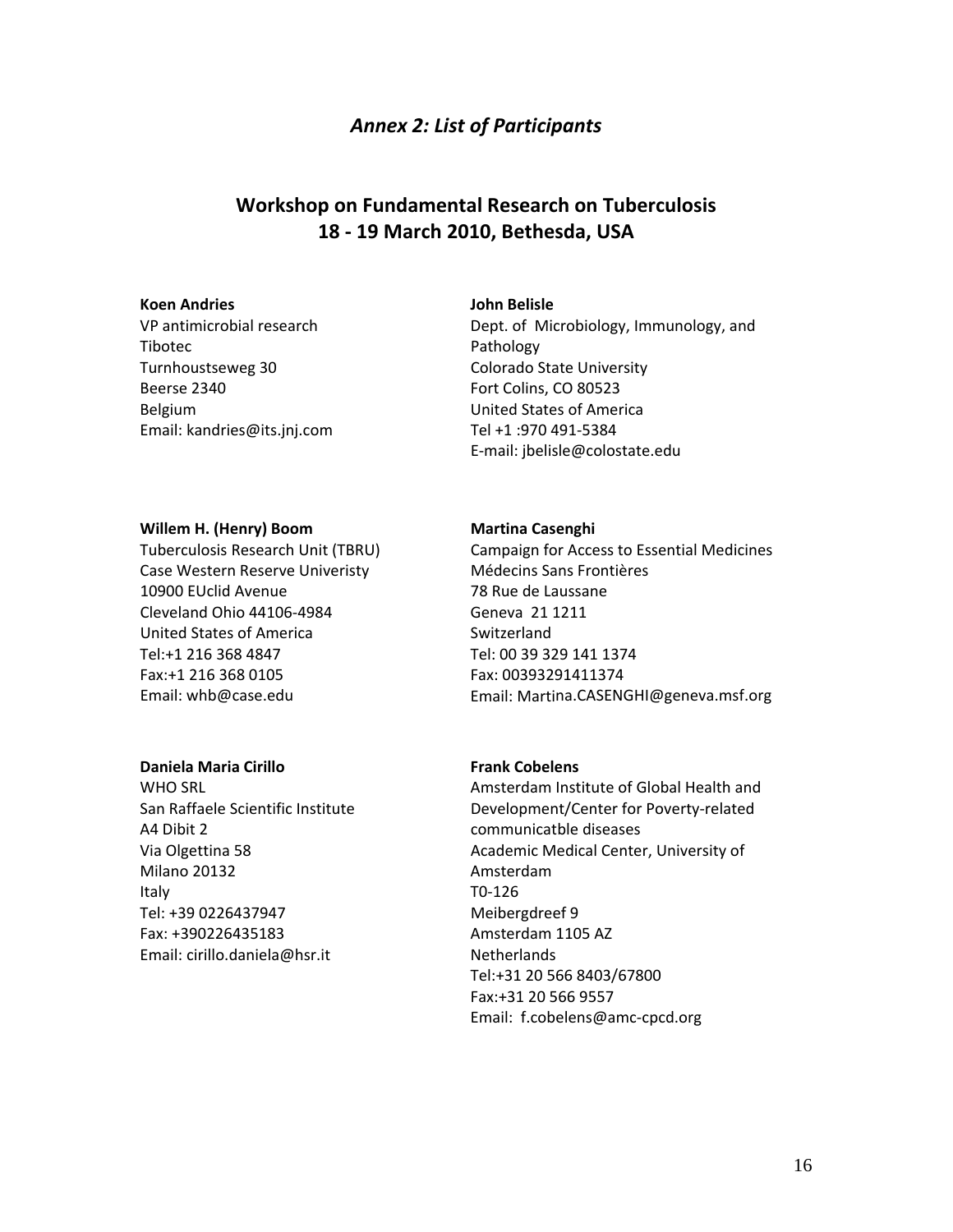## *Annex 2: List of Participants*

## Workshop on Fundamental Research on Tuberculosis
## 18 - 19 March 2010, Bethesda, USA

**Koen Andries**
VP antimicrobial research
Tibotec
Turnhoustseweg 30
Beerse 2340
Belgium
Email: kandries@its.jnj.com

**John Belisle**
Dept. of Microbiology, Immunology, and Pathology
Colorado State University
Fort Colins, CO 80523
United States of America
Tel +1 :970 491-5384
E-mail: jbelisle@colostate.edu

**Willem H. (Henry) Boom**
Tuberculosis Research Unit (TBRU)
Case Western Reserve Univeristy
10900 EUclid Avenue
Cleveland Ohio 44106-4984
United States of America
Tel:+1 216 368 4847
Fax:+1 216 368 0105
Email: whb@case.edu

**Martina Casenghi**
Campaign for Access to Essential Medicines
Médecins Sans Frontières
78 Rue de Laussane
Geneva 21 1211
Switzerland
Tel: 00 39 329 141 1374
Fax: 00393291411374
Email: Martina.CASENGHI@geneva.msf.org

**Daniela Maria Cirillo**
WHO SRL
San Raffaele Scientific Institute
A4 Dibit 2
Via Olgettina 58
Milano 20132
Italy
Tel: +39 0226437947
Fax: +390226435183
Email: cirillo.daniela@hsr.it

**Frank Cobelens**
Amsterdam Institute of Global Health and Development/Center for Poverty-related communicatble diseases
Academic Medical Center, University of Amsterdam
T0-126
Meibergdreef 9
Amsterdam 1105 AZ
Netherlands
Tel:+31 20 566 8403/67800
Fax:+31 20 566 9557
Email: f.cobelens@amc-cpcd.org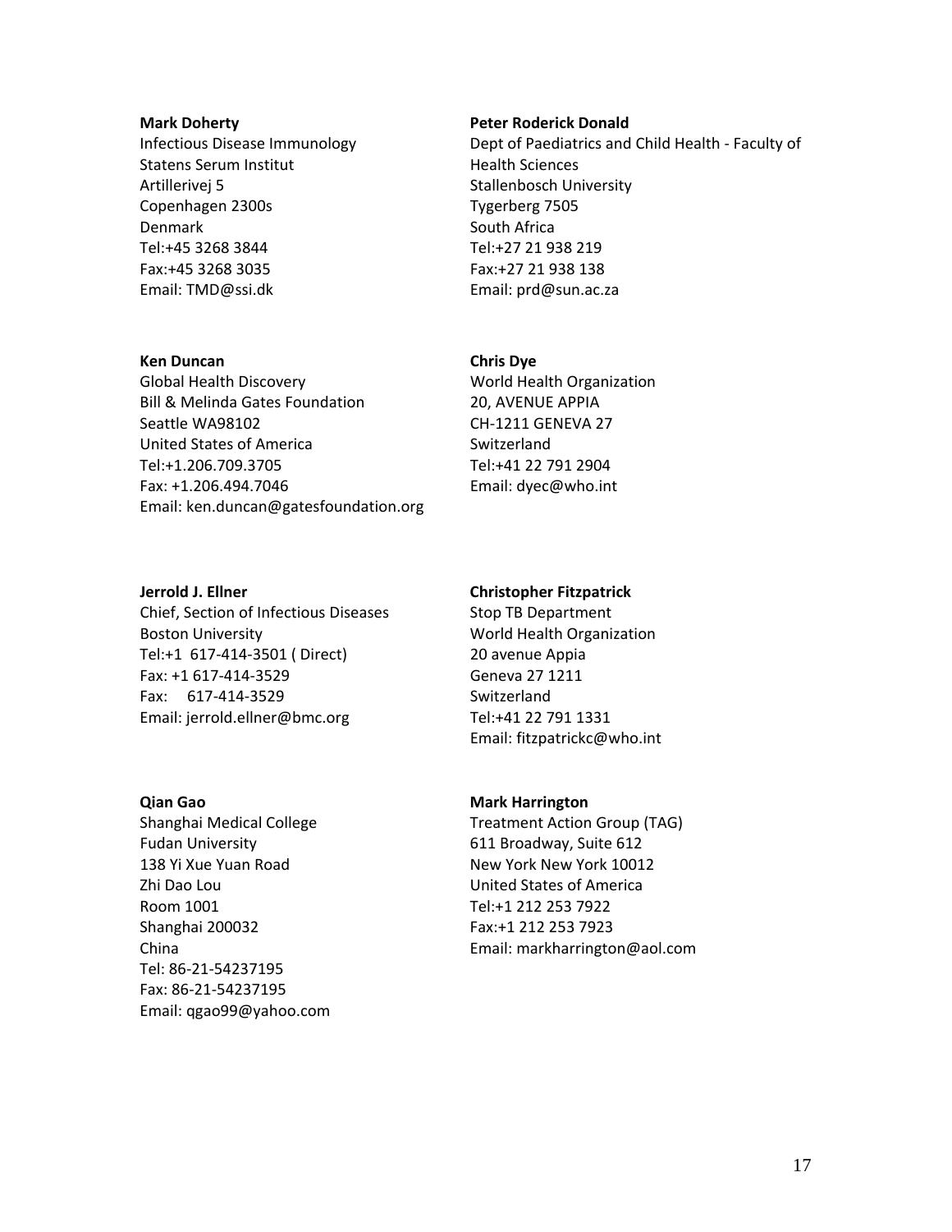**Mark Doherty**
Infectious Disease Immunology
Statens Serum Institut
Artillerivej 5
Copenhagen 2300s
Denmark
Tel:+45 3268 3844
Fax:+45 3268 3035
Email: TMD@ssi.dk

**Peter Roderick Donald**
Dept of Paediatrics and Child Health - Faculty of Health Sciences
Stallenbosch University
Tygerberg 7505
South Africa
Tel:+27 21 938 219
Fax:+27 21 938 138
Email: prd@sun.ac.za

**Ken Duncan**
Global Health Discovery
Bill & Melinda Gates Foundation
Seattle WA98102
United States of America
Tel:+1.206.709.3705
Fax: +1.206.494.7046
Email: ken.duncan@gatesfoundation.org

**Chris Dye**
World Health Organization
20, AVENUE APPIA
CH-1211 GENEVA 27
Switzerland
Tel:+41 22 791 2904
Email: dyec@who.int

**Jerrold J. Ellner**
Chief, Section of Infectious Diseases
Boston University
Tel:+1 617-414-3501 ( Direct)
Fax: +1 617-414-3529
Fax: 617-414-3529
Email: jerrold.ellner@bmc.org

**Christopher Fitzpatrick**
Stop TB Department
World Health Organization
20 avenue Appia
Geneva 27 1211
Switzerland
Tel:+41 22 791 1331
Email: fitzpatrickc@who.int

**Qian Gao**
Shanghai Medical College
Fudan University
138 Yi Xue Yuan Road
Zhi Dao Lou
Room 1001
Shanghai 200032
China
Tel: 86-21-54237195
Fax: 86-21-54237195
Email: qgao99@yahoo.com

**Mark Harrington**
Treatment Action Group (TAG)
611 Broadway, Suite 612
New York New York 10012
United States of America
Tel:+1 212 253 7922
Fax:+1 212 253 7923
Email: markharrington@aol.com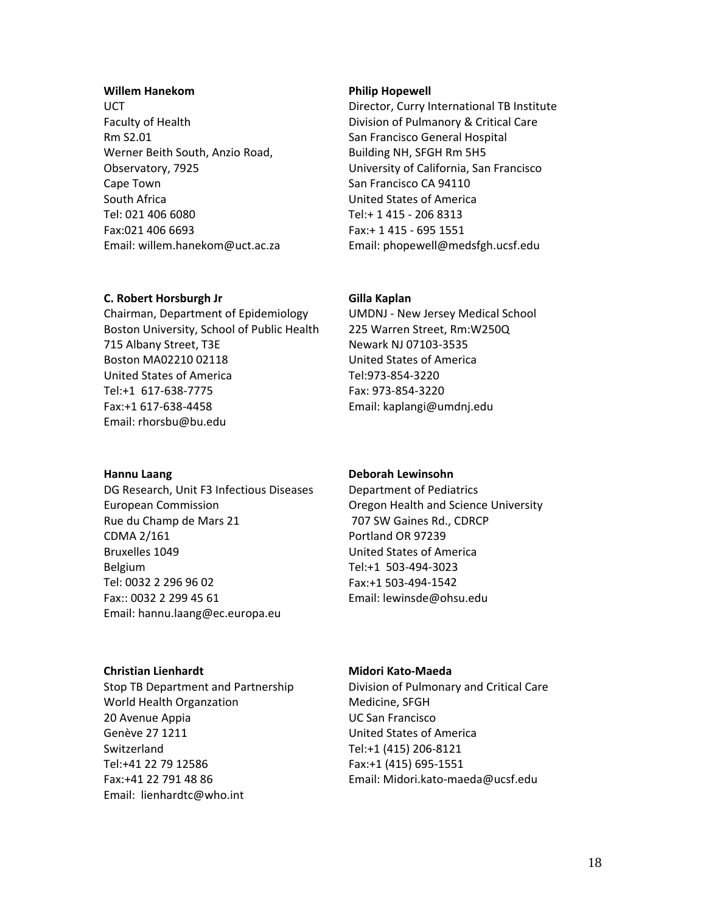**Willem Hanekom**
UCT
Faculty of Health
Rm S2.01
Werner Beith South, Anzio Road,
Observatory, 7925
Cape Town
South Africa
Tel: 021 406 6080
Fax:021 406 6693
Email: willem.hanekom@uct.ac.za

**Philip Hopewell**
Director, Curry International TB Institute
Division of Pulmanory & Critical Care
San Francisco General Hospital
Building NH, SFGH Rm 5H5
University of California, San Francisco
San Francisco CA 94110
United States of America
Tel:+ 1 415 - 206 8313
Fax:+ 1 415 - 695 1551
Email: phopewell@medsfgh.ucsf.edu

**C. Robert Horsburgh Jr**
Chairman, Department of Epidemiology
Boston University, School of Public Health
715 Albany Street, T3E
Boston MA02210 02118
United States of America
Tel:+1 617-638-7775
Fax:+1 617-638-4458
Email: rhorsbu@bu.edu

**Gilla Kaplan**
UMDNJ - New Jersey Medical School
225 Warren Street, Rm:W250Q
Newark NJ 07103-3535
United States of America
Tel:973-854-3220
Fax: 973-854-3220
Email: kaplangi@umdnj.edu

**Hannu Laang**
DG Research, Unit F3 Infectious Diseases
European Commission
Rue du Champ de Mars 21
CDMA 2/161
Bruxelles 1049
Belgium
Tel: 0032 2 296 96 02
Fax:: 0032 2 299 45 61
Email: hannu.laang@ec.europa.eu

**Deborah Lewinsohn**
Department of Pediatrics
Oregon Health and Science University
707 SW Gaines Rd., CDRCP
Portland OR 97239
United States of America
Tel:+1 503-494-3023
Fax:+1 503-494-1542
Email: lewinsde@ohsu.edu

**Christian Lienhardt**
Stop TB Department and Partnership
World Health Organzation
20 Avenue Appia
Genève 27 1211
Switzerland
Tel:+41 22 79 12586
Fax:+41 22 791 48 86
Email: lienhardtc@who.int

**Midori Kato-Maeda**
Division of Pulmonary and Critical Care
Medicine, SFGH
UC San Francisco
United States of America
Tel:+1 (415) 206-8121
Fax:+1 (415) 695-1551
Email: Midori.kato-maeda@ucsf.edu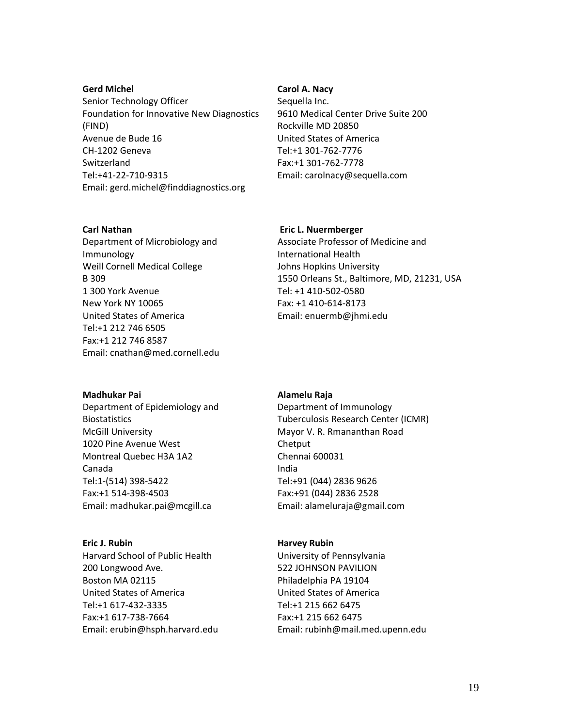**Gerd Michel**
Senior Technology Officer
Foundation for Innovative New Diagnostics (FIND)
Avenue de Bude 16
CH-1202 Geneva
Switzerland
Tel:+41-22-710-9315
Email: gerd.michel@finddiagnostics.org

**Carol A. Nacy**
Sequella Inc.
9610 Medical Center Drive Suite 200
Rockville MD 20850
United States of America
Tel:+1 301-762-7776
Fax:+1 301-762-7778
Email: carolnacy@sequella.com

**Carl Nathan**
Department of Microbiology and Immunology
Weill Cornell Medical College
B 309
1 300 York Avenue
New York NY 10065
United States of America
Tel:+1 212 746 6505
Fax:+1 212 746 8587
Email: cnathan@med.cornell.edu

**Eric L. Nuermberger**
Associate Professor of Medicine and International Health
Johns Hopkins University
1550 Orleans St., Baltimore, MD, 21231, USA
Tel: +1 410-502-0580
Fax: +1 410-614-8173
Email: enuermb@jhmi.edu

**Madhukar Pai**
Department of Epidemiology and Biostatistics
McGill University
1020 Pine Avenue West
Montreal Quebec H3A 1A2
Canada
Tel:1-(514) 398-5422
Fax:+1 514-398-4503
Email: madhukar.pai@mcgill.ca

**Alamelu Raja**
Department of Immunology
Tuberculosis Research Center (ICMR)
Mayor V. R. Rmananthan Road
Chetput
Chennai 600031
India
Tel:+91 (044) 2836 9626
Fax:+91 (044) 2836 2528
Email: alameluraja@gmail.com

**Eric J. Rubin**
Harvard School of Public Health
200 Longwood Ave.
Boston MA 02115
United States of America
Tel:+1 617-432-3335
Fax:+1 617-738-7664
Email: erubin@hsph.harvard.edu

**Harvey Rubin**
University of Pennsylvania
522 JOHNSON PAVILION
Philadelphia PA 19104
United States of America
Tel:+1 215 662 6475
Fax:+1 215 662 6475
Email: rubinh@mail.med.upenn.edu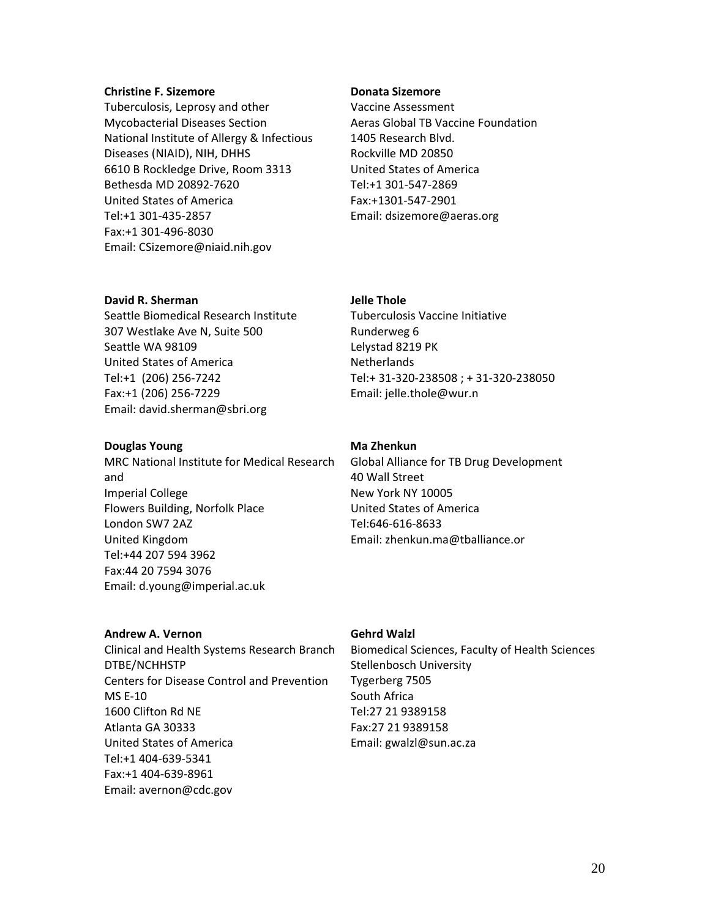**Christine F. Sizemore**
Tuberculosis, Leprosy and other Mycobacterial Diseases Section
National Institute of Allergy & Infectious Diseases (NIAID), NIH, DHHS
6610 B Rockledge Drive, Room 3313
Bethesda MD 20892-7620
United States of America
Tel:+1 301-435-2857
Fax:+1 301-496-8030
Email: CSizemore@niaid.nih.gov

**Donata Sizemore**
Vaccine Assessment
Aeras Global TB Vaccine Foundation
1405 Research Blvd.
Rockville MD 20850
United States of America
Tel:+1 301-547-2869
Fax:+1301-547-2901
Email: dsizemore@aeras.org

**David R. Sherman**
Seattle Biomedical Research Institute
307 Westlake Ave N, Suite 500
Seattle WA 98109
United States of America
Tel:+1 (206) 256-7242
Fax:+1 (206) 256-7229
Email: david.sherman@sbri.org

**Jelle Thole**
Tuberculosis Vaccine Initiative
Runderweg 6
Lelystad 8219 PK
Netherlands
Tel:+ 31-320-238508 ; + 31-320-238050
Email: jelle.thole@wur.n

**Douglas Young**
MRC National Institute for Medical Research and
Imperial College
Flowers Building, Norfolk Place
London SW7 2AZ
United Kingdom
Tel:+44 207 594 3962
Fax:44 20 7594 3076
Email: d.young@imperial.ac.uk

**Ma Zhenkun**
Global Alliance for TB Drug Development
40 Wall Street
New York NY 10005
United States of America
Tel:646-616-8633
Email: zhenkun.ma@tballiance.or

**Andrew A. Vernon**
Clinical and Health Systems Research Branch
DTBE/NCHHSTP
Centers for Disease Control and Prevention
MS E-10
1600 Clifton Rd NE
Atlanta GA 30333
United States of America
Tel:+1 404-639-5341
Fax:+1 404-639-8961
Email: avernon@cdc.gov

**Gehrd Walzl**
Biomedical Sciences, Faculty of Health Sciences
Stellenbosch University
Tygerberg 7505
South Africa
Tel:27 21 9389158
Fax:27 21 9389158
Email: gwalzl@sun.ac.za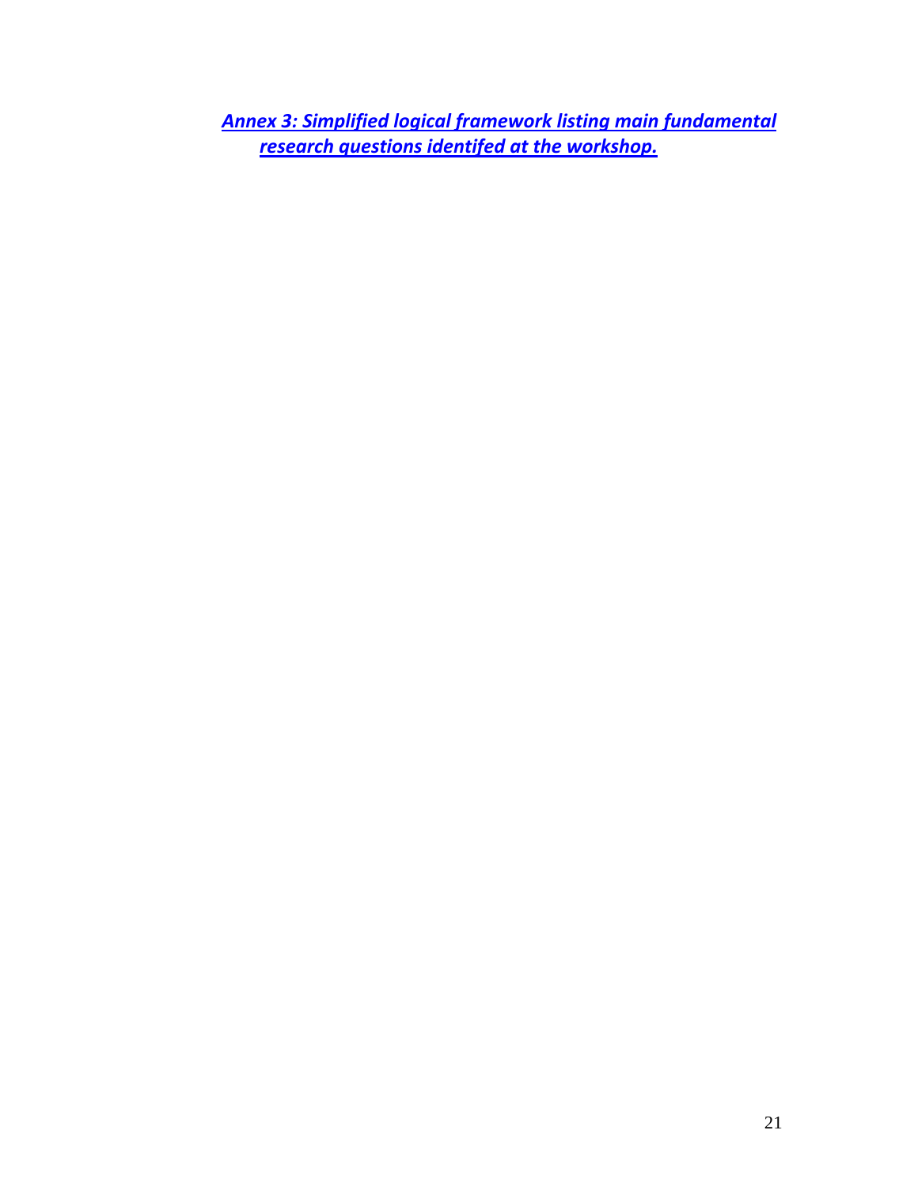## ***Annex 3: Simplified logical framework listing main fundamental research questions identifed at the workshop.***